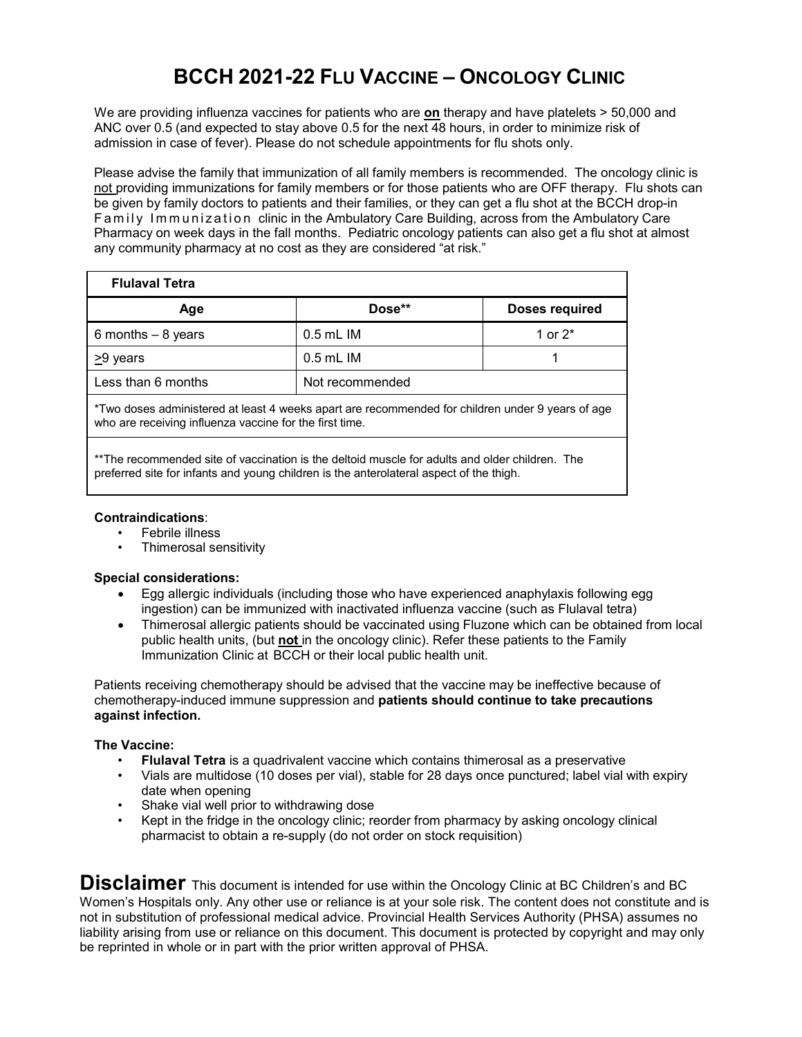# BCCH 2021-22 FLU VACCINE – ONCOLOGY CLINIC

We are providing influenza vaccines for patients who are **on** therapy and have platelets > 50,000 and ANC over 0.5 (and expected to stay above 0.5 for the next 48 hours, in order to minimize risk of admission in case of fever). Please do not schedule appointments for flu shots only.

Please advise the family that immunization of all family members is recommended. The oncology clinic is not providing immunizations for family members or for those patients who are OFF therapy. Flu shots can be given by family doctors to patients and their families, or they can get a flu shot at the BCCH drop-in Family Immunization clinic in the Ambulatory Care Building, across from the Ambulatory Care Pharmacy on week days in the fall months. Pediatric oncology patients can also get a flu shot at almost any community pharmacy at no cost as they are considered "at risk."

| Flulaval Tetra | | |
|---|---|---|
| **Age** | **Dose\*\*** | **Doses required** |
| 6 months – 8 years | 0.5 mL IM | 1 or 2* |
| ≥9 years | 0.5 mL IM | 1 |
| Less than 6 months | Not recommended | |

*Two doses administered at least 4 weeks apart are recommended for children under 9 years of age who are receiving influenza vaccine for the first time.

**The recommended site of vaccination is the deltoid muscle for adults and older children. The preferred site for infants and young children is the anterolateral aspect of the thigh.

**Contraindications**:

- Febrile illness
- Thimerosal sensitivity

**Special considerations:**

- Egg allergic individuals (including those who have experienced anaphylaxis following egg ingestion) can be immunized with inactivated influenza vaccine (such as Flulaval tetra)
- Thimerosal allergic patients should be vaccinated using Fluzone which can be obtained from local public health units, (but **not** in the oncology clinic). Refer these patients to the Family Immunization Clinic at BCCH or their local public health unit.

Patients receiving chemotherapy should be advised that the vaccine may be ineffective because of chemotherapy-induced immune suppression and **patients should continue to take precautions against infection.**

**The Vaccine:**

- **Flulaval Tetra** is a quadrivalent vaccine which contains thimerosal as a preservative
- Vials are multidose (10 doses per vial), stable for 28 days once punctured; label vial with expiry date when opening
- Shake vial well prior to withdrawing dose
- Kept in the fridge in the oncology clinic; reorder from pharmacy by asking oncology clinical pharmacist to obtain a re-supply (do not order on stock requisition)

**Disclaimer** This document is intended for use within the Oncology Clinic at BC Children's and BC Women's Hospitals only. Any other use or reliance is at your sole risk. The content does not constitute and is not in substitution of professional medical advice. Provincial Health Services Authority (PHSA) assumes no liability arising from use or reliance on this document. This document is protected by copyright and may only be reprinted in whole or in part with the prior written approval of PHSA.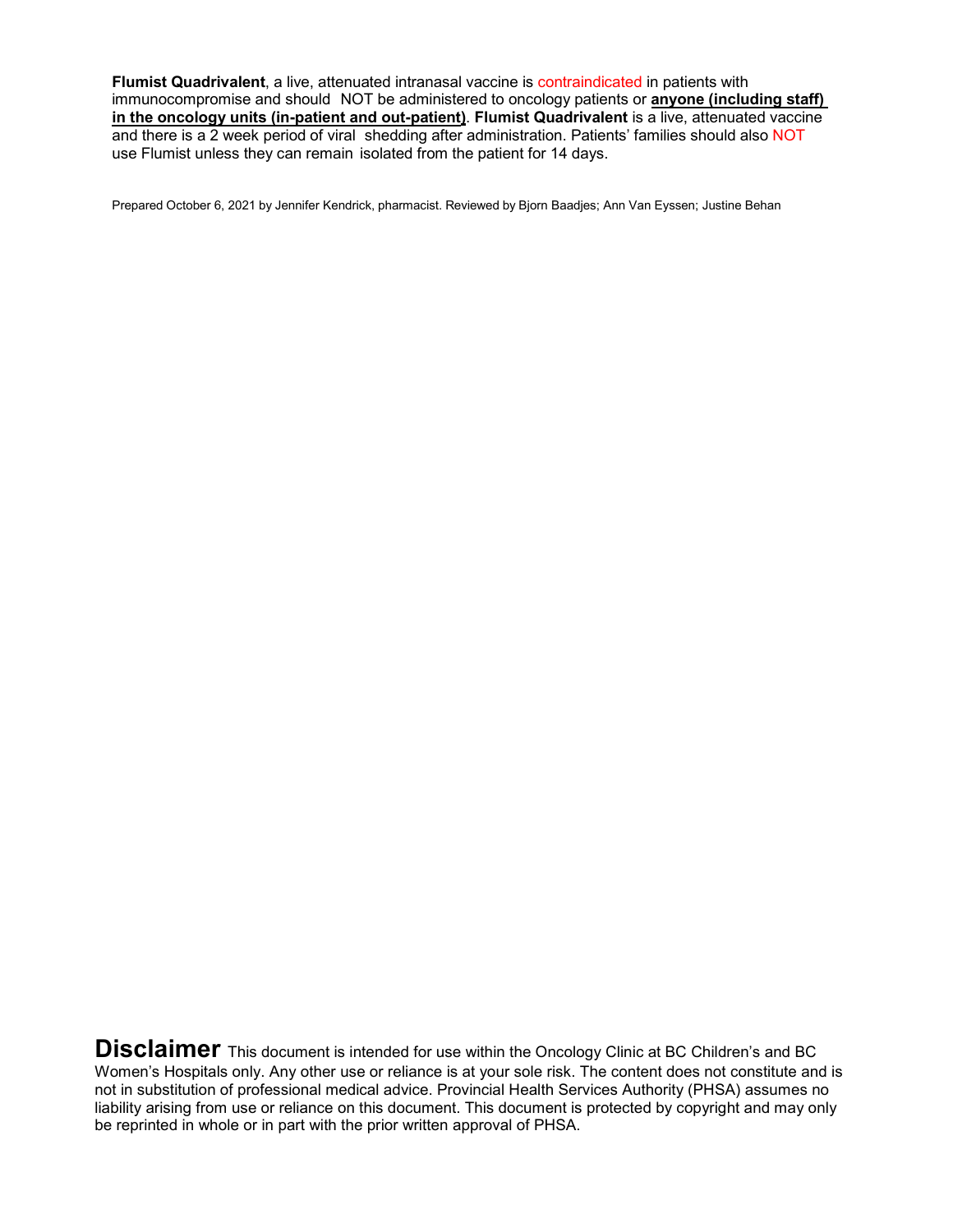**Flumist Quadrivalent**, a live, attenuated intranasal vaccine is contraindicated in patients with immunocompromise and should NOT be administered to oncology patients or **anyone (including staff) in the oncology units (in-patient and out-patient)**. **Flumist Quadrivalent** is a live, attenuated vaccine and there is a 2 week period of viral shedding after administration. Patients' families should also NOT use Flumist unless they can remain isolated from the patient for 14 days.

Prepared October 6, 2021 by Jennifer Kendrick, pharmacist. Reviewed by Bjorn Baadjes; Ann Van Eyssen; Justine Behan

**Disclaimer** This document is intended for use within the Oncology Clinic at BC Children's and BC Women's Hospitals only. Any other use or reliance is at your sole risk. The content does not constitute and is not in substitution of professional medical advice. Provincial Health Services Authority (PHSA) assumes no liability arising from use or reliance on this document. This document is protected by copyright and may only be reprinted in whole or in part with the prior written approval of PHSA.